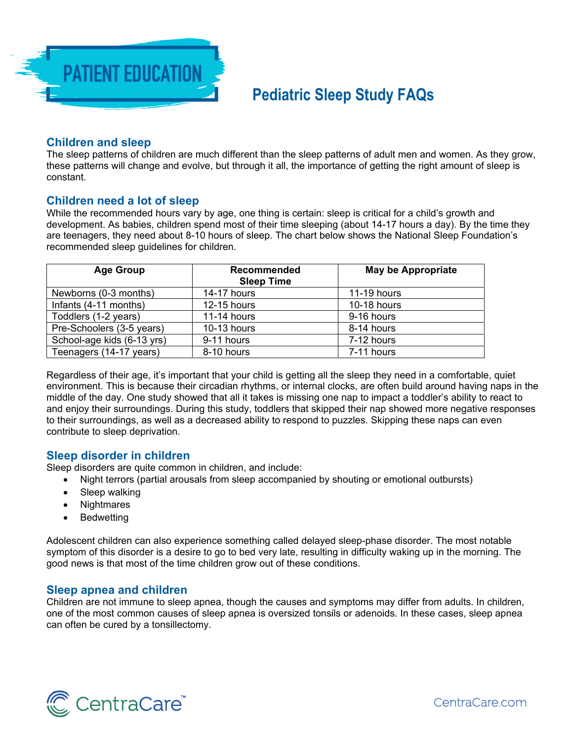PATIENT EDUCATION

# Pediatric Sleep Study FAQs

## Children and sleep

The sleep patterns of children are much different than the sleep patterns of adult men and women. As they grow, these patterns will change and evolve, but through it all, the importance of getting the right amount of sleep is constant.

## Children need a lot of sleep

While the recommended hours vary by age, one thing is certain: sleep is critical for a child's growth and development. As babies, children spend most of their time sleeping (about 14-17 hours a day). By the time they are teenagers, they need about 8-10 hours of sleep. The chart below shows the National Sleep Foundation's recommended sleep guidelines for children.

| Age Group | Recommended Sleep Time | May be Appropriate |
|---|---|---|
| Newborns (0-3 months) | 14-17 hours | 11-19 hours |
| Infants (4-11 months) | 12-15 hours | 10-18 hours |
| Toddlers (1-2 years) | 11-14 hours | 9-16 hours |
| Pre-Schoolers (3-5 years) | 10-13 hours | 8-14 hours |
| School-age kids (6-13 yrs) | 9-11 hours | 7-12 hours |
| Teenagers (14-17 years) | 8-10 hours | 7-11 hours |

Regardless of their age, it's important that your child is getting all the sleep they need in a comfortable, quiet environment. This is because their circadian rhythms, or internal clocks, are often build around having naps in the middle of the day. One study showed that all it takes is missing one nap to impact a toddler's ability to react to and enjoy their surroundings. During this study, toddlers that skipped their nap showed more negative responses to their surroundings, as well as a decreased ability to respond to puzzles. Skipping these naps can even contribute to sleep deprivation.

## Sleep disorder in children

Sleep disorders are quite common in children, and include:

- Night terrors (partial arousals from sleep accompanied by shouting or emotional outbursts)
- Sleep walking
- Nightmares
- Bedwetting

Adolescent children can also experience something called delayed sleep-phase disorder. The most notable symptom of this disorder is a desire to go to bed very late, resulting in difficulty waking up in the morning. The good news is that most of the time children grow out of these conditions.

## Sleep apnea and children

Children are not immune to sleep apnea, though the causes and symptoms may differ from adults. In children, one of the most common causes of sleep apnea is oversized tonsils or adenoids. In these cases, sleep apnea can often be cured by a tonsillectomy.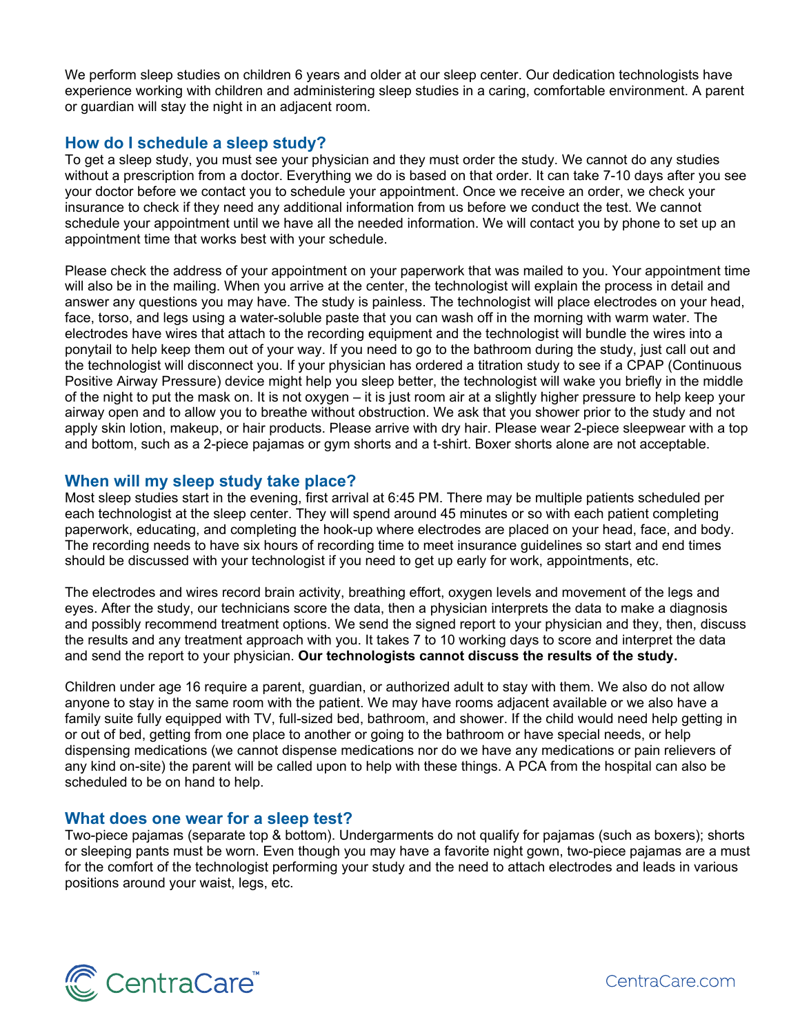We perform sleep studies on children 6 years and older at our sleep center. Our dedication technologists have experience working with children and administering sleep studies in a caring, comfortable environment. A parent or guardian will stay the night in an adjacent room.

## How do I schedule a sleep study?

To get a sleep study, you must see your physician and they must order the study. We cannot do any studies without a prescription from a doctor. Everything we do is based on that order. It can take 7-10 days after you see your doctor before we contact you to schedule your appointment. Once we receive an order, we check your insurance to check if they need any additional information from us before we conduct the test. We cannot schedule your appointment until we have all the needed information. We will contact you by phone to set up an appointment time that works best with your schedule.

Please check the address of your appointment on your paperwork that was mailed to you. Your appointment time will also be in the mailing. When you arrive at the center, the technologist will explain the process in detail and answer any questions you may have. The study is painless. The technologist will place electrodes on your head, face, torso, and legs using a water-soluble paste that you can wash off in the morning with warm water. The electrodes have wires that attach to the recording equipment and the technologist will bundle the wires into a ponytail to help keep them out of your way. If you need to go to the bathroom during the study, just call out and the technologist will disconnect you. If your physician has ordered a titration study to see if a CPAP (Continuous Positive Airway Pressure) device might help you sleep better, the technologist will wake you briefly in the middle of the night to put the mask on. It is not oxygen – it is just room air at a slightly higher pressure to help keep your airway open and to allow you to breathe without obstruction. We ask that you shower prior to the study and not apply skin lotion, makeup, or hair products. Please arrive with dry hair. Please wear 2-piece sleepwear with a top and bottom, such as a 2-piece pajamas or gym shorts and a t-shirt. Boxer shorts alone are not acceptable.

## When will my sleep study take place?

Most sleep studies start in the evening, first arrival at 6:45 PM. There may be multiple patients scheduled per each technologist at the sleep center. They will spend around 45 minutes or so with each patient completing paperwork, educating, and completing the hook-up where electrodes are placed on your head, face, and body. The recording needs to have six hours of recording time to meet insurance guidelines so start and end times should be discussed with your technologist if you need to get up early for work, appointments, etc.

The electrodes and wires record brain activity, breathing effort, oxygen levels and movement of the legs and eyes. After the study, our technicians score the data, then a physician interprets the data to make a diagnosis and possibly recommend treatment options. We send the signed report to your physician and they, then, discuss the results and any treatment approach with you. It takes 7 to 10 working days to score and interpret the data and send the report to your physician. **Our technologists cannot discuss the results of the study.**

Children under age 16 require a parent, guardian, or authorized adult to stay with them. We also do not allow anyone to stay in the same room with the patient. We may have rooms adjacent available or we also have a family suite fully equipped with TV, full-sized bed, bathroom, and shower. If the child would need help getting in or out of bed, getting from one place to another or going to the bathroom or have special needs, or help dispensing medications (we cannot dispense medications nor do we have any medications or pain relievers of any kind on-site) the parent will be called upon to help with these things. A PCA from the hospital can also be scheduled to be on hand to help.

## What does one wear for a sleep test?

Two-piece pajamas (separate top & bottom). Undergarments do not qualify for pajamas (such as boxers); shorts or sleeping pants must be worn. Even though you may have a favorite night gown, two-piece pajamas are a must for the comfort of the technologist performing your study and the need to attach electrodes and leads in various positions around your waist, legs, etc.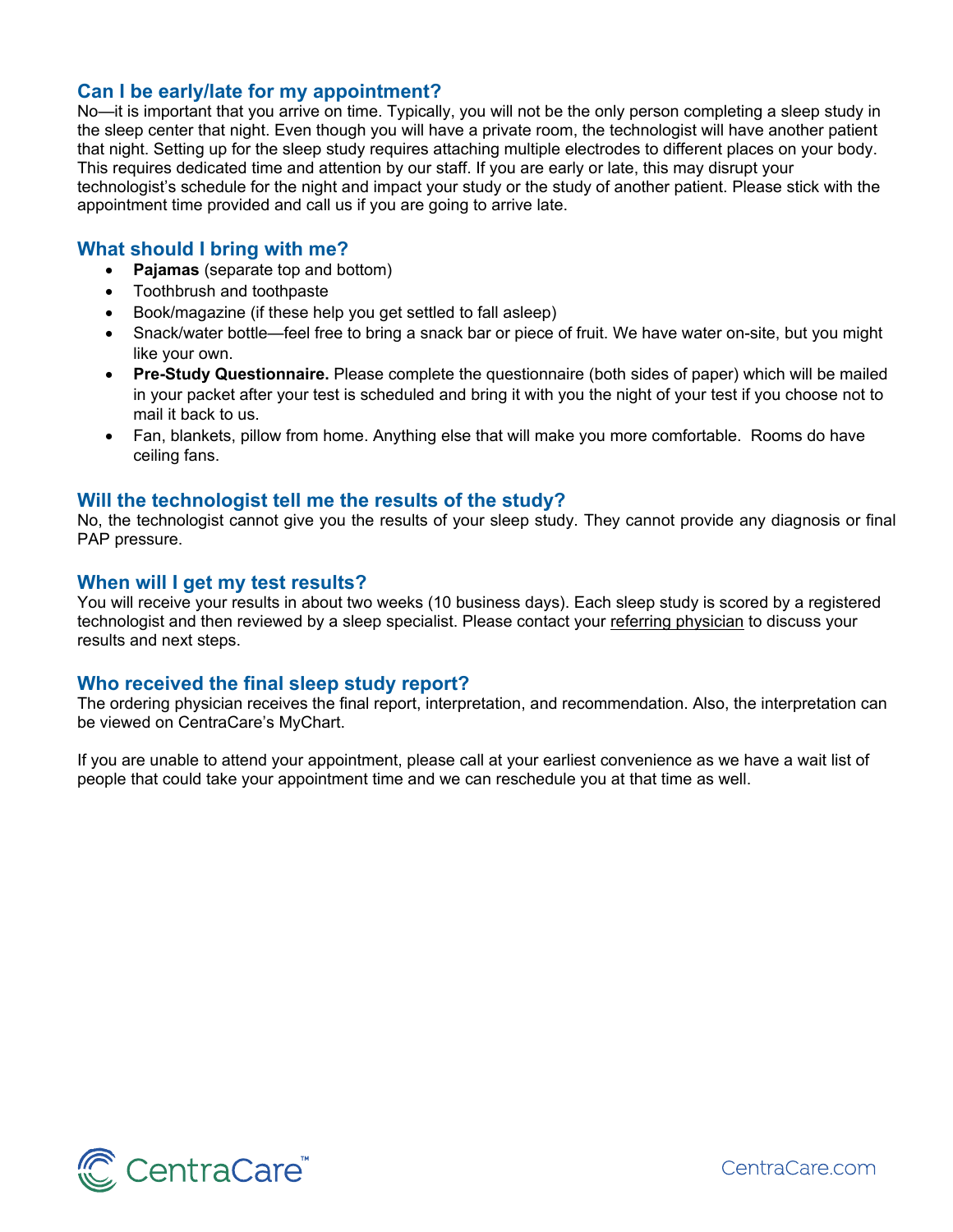## Can I be early/late for my appointment?

No—it is important that you arrive on time. Typically, you will not be the only person completing a sleep study in the sleep center that night. Even though you will have a private room, the technologist will have another patient that night. Setting up for the sleep study requires attaching multiple electrodes to different places on your body. This requires dedicated time and attention by our staff. If you are early or late, this may disrupt your technologist's schedule for the night and impact your study or the study of another patient. Please stick with the appointment time provided and call us if you are going to arrive late.

## What should I bring with me?

- **Pajamas** (separate top and bottom)
- Toothbrush and toothpaste
- Book/magazine (if these help you get settled to fall asleep)
- Snack/water bottle—feel free to bring a snack bar or piece of fruit. We have water on-site, but you might like your own.
- **Pre-Study Questionnaire.** Please complete the questionnaire (both sides of paper) which will be mailed in your packet after your test is scheduled and bring it with you the night of your test if you choose not to mail it back to us.
- Fan, blankets, pillow from home. Anything else that will make you more comfortable. Rooms do have ceiling fans.

## Will the technologist tell me the results of the study?

No, the technologist cannot give you the results of your sleep study. They cannot provide any diagnosis or final PAP pressure.

## When will I get my test results?

You will receive your results in about two weeks (10 business days). Each sleep study is scored by a registered technologist and then reviewed by a sleep specialist. Please contact your referring physician to discuss your results and next steps.

## Who received the final sleep study report?

The ordering physician receives the final report, interpretation, and recommendation. Also, the interpretation can be viewed on CentraCare's MyChart.

If you are unable to attend your appointment, please call at your earliest convenience as we have a wait list of people that could take your appointment time and we can reschedule you at that time as well.

CentraCare™

CentraCare.com